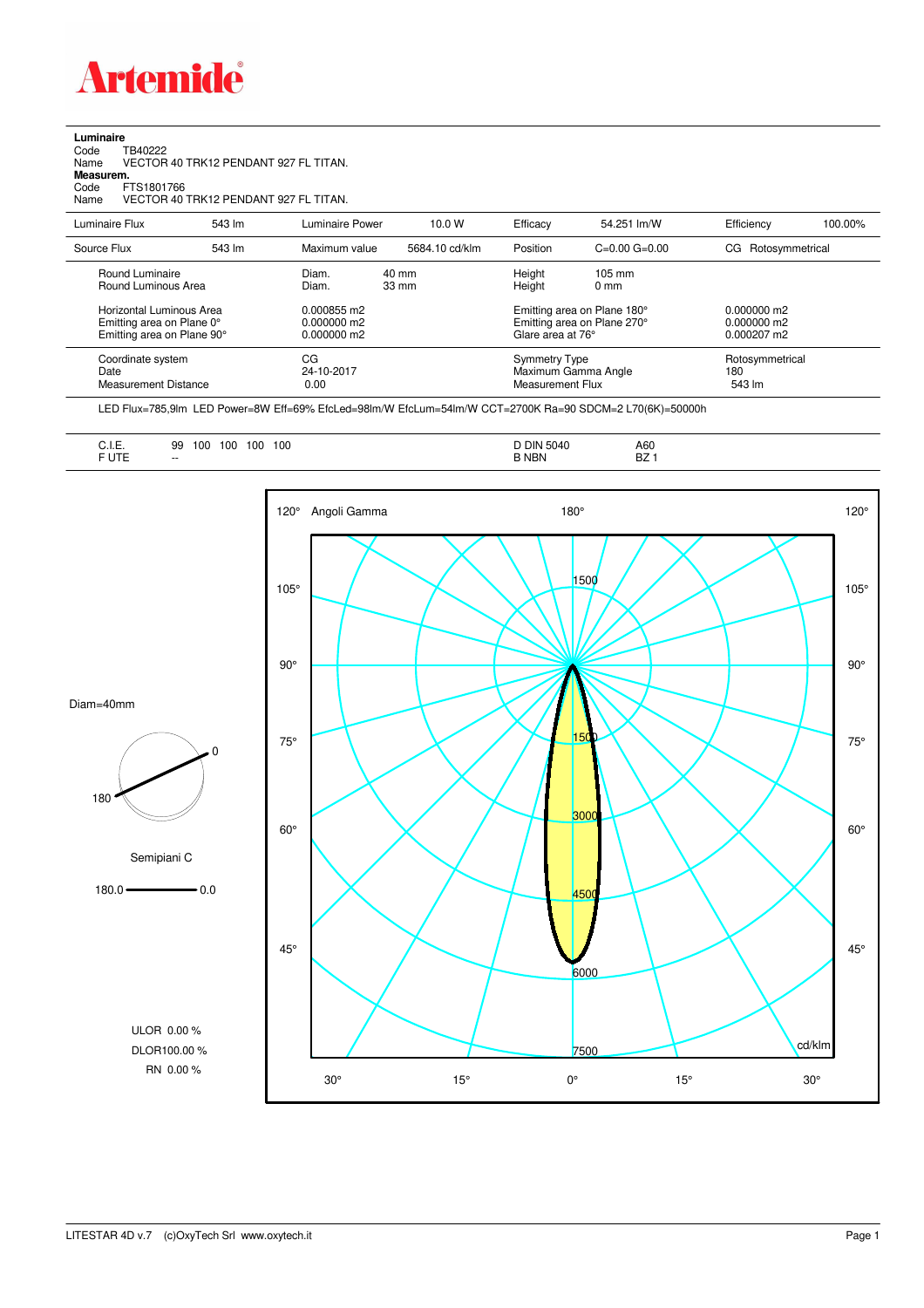# Artemide

**Luminaire**
Code TB40222
Name VECTOR 40 TRK12 PENDANT 927 FL TITAN.
**Measurem.**
Code FTS1801766
Name VECTOR 40 TRK12 PENDANT 927 FL TITAN.

| Luminaire Flux | 543 lm | Luminaire Power | 10.0 W | Efficacy | 54.251 lm/W | Efficiency | 100.00% |
|---|---|---|---|---|---|---|---|
| Source Flux | 543 lm | Maximum value | 5684.10 cd/klm | Position | C=0.00 G=0.00 | CG | Rotosymmetrical |

| | | | | |
|---|---|---|---|---|
| Round Luminaire | Diam. 40 mm | Height 105 mm | | |
| Round Luminous Area | Diam. 33 mm | Height 0 mm | | |
| Horizontal Luminous Area | 0.000855 m2 | Emitting area on Plane 180° | 0.000000 m2 | |
| Emitting area on Plane 0° | 0.000000 m2 | Emitting area on Plane 270° | 0.000000 m2 | |
| Emitting area on Plane 90° | 0.000000 m2 | Glare area at 76° | 0.000207 m2 | |
| Coordinate system | CG | Symmetry Type | Rotosymmetrical | |
| Date | 24-10-2017 | Maximum Gamma Angle | 180 | |
| Measurement Distance | 0.00 | Measurement Flux | 543 lm | |

LED Flux=785,9lm LED Power=8W Eff=69% EfcLed=98lm/W EfcLum=54lm/W CCT=2700K Ra=90 SDCM=2 L70(6K)=50000h

| | | | |
|---|---|---|---|
| C.I.E. | 99 100 100 100 100 | D DIN 5040 | A60 |
| F UTE | -- | B NBN | BZ 1 |

Diam=40mm

Semipiani C

180.0 — 0.0

ULOR 0.00 %
DLOR100.00 %
RN 0.00 %

Angoli Gamma — cd/klm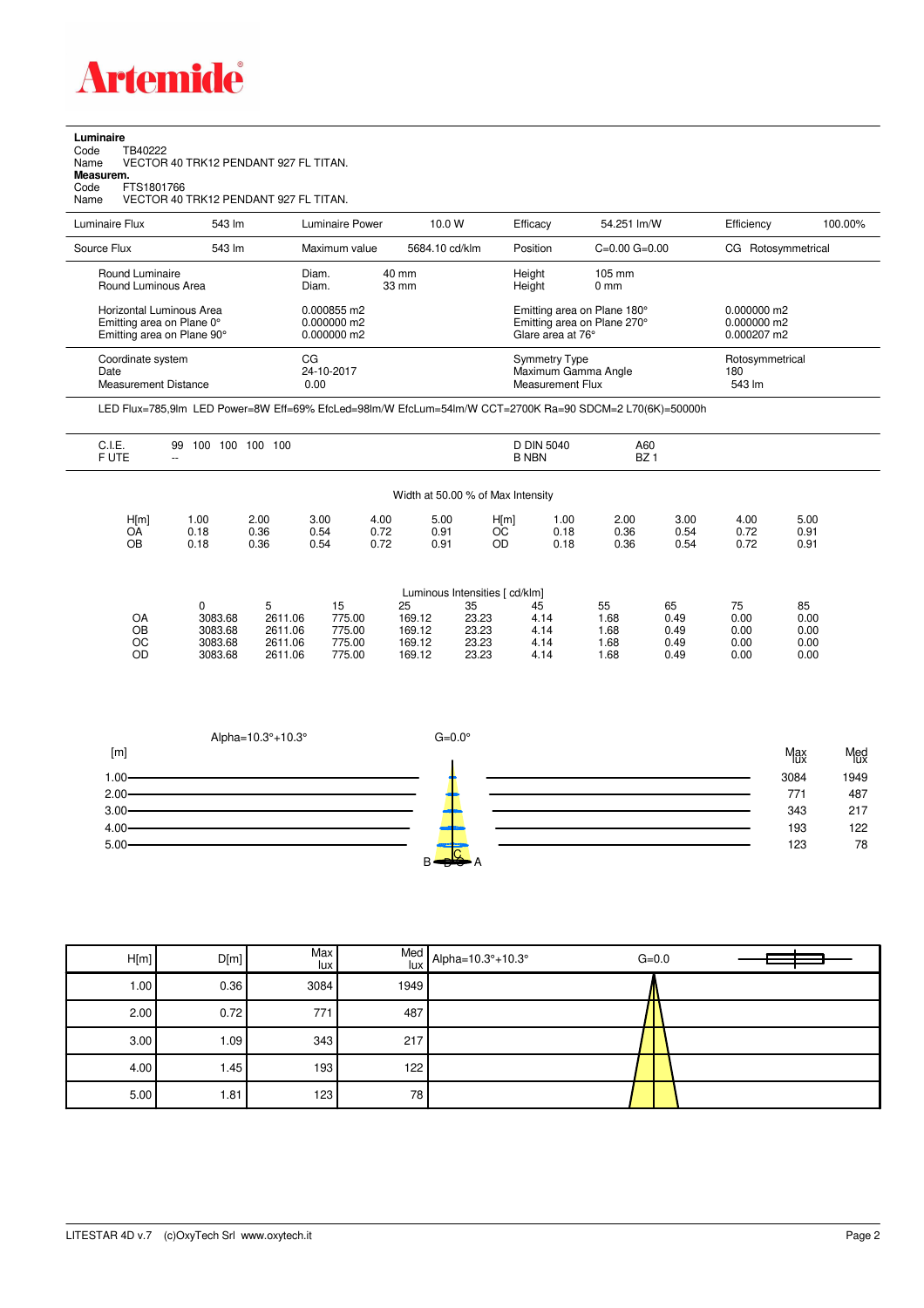# Artemide

**Luminaire**
Code TB40222
Name VECTOR 40 TRK12 PENDANT 927 FL TITAN.
**Measurem.**
Code FTS1801766
Name VECTOR 40 TRK12 PENDANT 927 FL TITAN.

| | | | | | | | |
|---|---|---|---|---|---|---|---|
| Luminaire Flux | 543 lm | Luminaire Power | 10.0 W | Efficacy | 54.251 lm/W | Efficiency | 100.00% |
| Source Flux | 543 lm | Maximum value | 5684.10 cd/klm | Position | C=0.00 G=0.00 | CG | Rotosymmetrical |

| | | | | | |
|---|---|---|---|---|---|
| Round Luminaire | Diam. | 40 mm | Height | 105 mm | |
| Round Luminous Area | Diam. | 33 mm | Height | 0 mm | |
| Horizontal Luminous Area | 0.000855 m2 | | Emitting area on Plane 180° | | 0.000000 m2 |
| Emitting area on Plane 0° | 0.000000 m2 | | Emitting area on Plane 270° | | 0.000000 m2 |
| Emitting area on Plane 90° | 0.000000 m2 | | Glare area at 76° | | 0.000207 m2 |

| | | | |
|---|---|---|---|
| Coordinate system | CG | Symmetry Type | Rotosymmetrical |
| Date | 24-10-2017 | Maximum Gamma Angle | 180 |
| Measurement Distance | 0.00 | Measurement Flux | 543 lm |

LED Flux=785,9lm LED Power=8W Eff=69% EfcLed=98lm/W EfcLum=54lm/W CCT=2700K Ra=90 SDCM=2 L70(6K)=50000h

| | | | |
|---|---|---|---|
| C.I.E. | 99 100 100 100 100 | D DIN 5040 | A60 |
| F UTE | -- | B NBN | BZ 1 |

Width at 50.00 % of Max Intensity

| H[m] | 1.00 | 2.00 | 3.00 | 4.00 | 5.00 | H[m] | 1.00 | 2.00 | 3.00 | 4.00 | 5.00 |
|---|---|---|---|---|---|---|---|---|---|---|---|
| OA | 0.18 | 0.36 | 0.54 | 0.72 | 0.91 | OC | 0.18 | 0.36 | 0.54 | 0.72 | 0.91 |
| OB | 0.18 | 0.36 | 0.54 | 0.72 | 0.91 | OD | 0.18 | 0.36 | 0.54 | 0.72 | 0.91 |

Luminous Intensities [ cd/klm]

| | 0 | 5 | 15 | 25 | 35 | 45 | 55 | 65 | 75 | 85 |
|---|---|---|---|---|---|---|---|---|---|---|
| OA | 3083.68 | 2611.06 | 775.00 | 169.12 | 23.23 | 4.14 | 1.68 | 0.49 | 0.00 | 0.00 |
| OB | 3083.68 | 2611.06 | 775.00 | 169.12 | 23.23 | 4.14 | 1.68 | 0.49 | 0.00 | 0.00 |
| OC | 3083.68 | 2611.06 | 775.00 | 169.12 | 23.23 | 4.14 | 1.68 | 0.49 | 0.00 | 0.00 |
| OD | 3083.68 | 2611.06 | 775.00 | 169.12 | 23.23 | 4.14 | 1.68 | 0.49 | 0.00 | 0.00 |

Alpha=10.3°+10.3°
G=0.0°
[m]
Max lux
Med lux
1.00 3084 1949
2.00 771 487
3.00 343 217
4.00 193 122
5.00 123 78
B D C A

| H[m] | D[m] | Max lux | Med lux | Alpha=10.3°+10.3° G=0.0 |
|---|---|---|---|---|
| 1.00 | 0.36 | 3084 | 1949 | |
| 2.00 | 0.72 | 771 | 487 | |
| 3.00 | 1.09 | 343 | 217 | |
| 4.00 | 1.45 | 193 | 122 | |
| 5.00 | 1.81 | 123 | 78 | |

LITESTAR 4D v.7 (c)OxyTech Srl www.oxytech.it